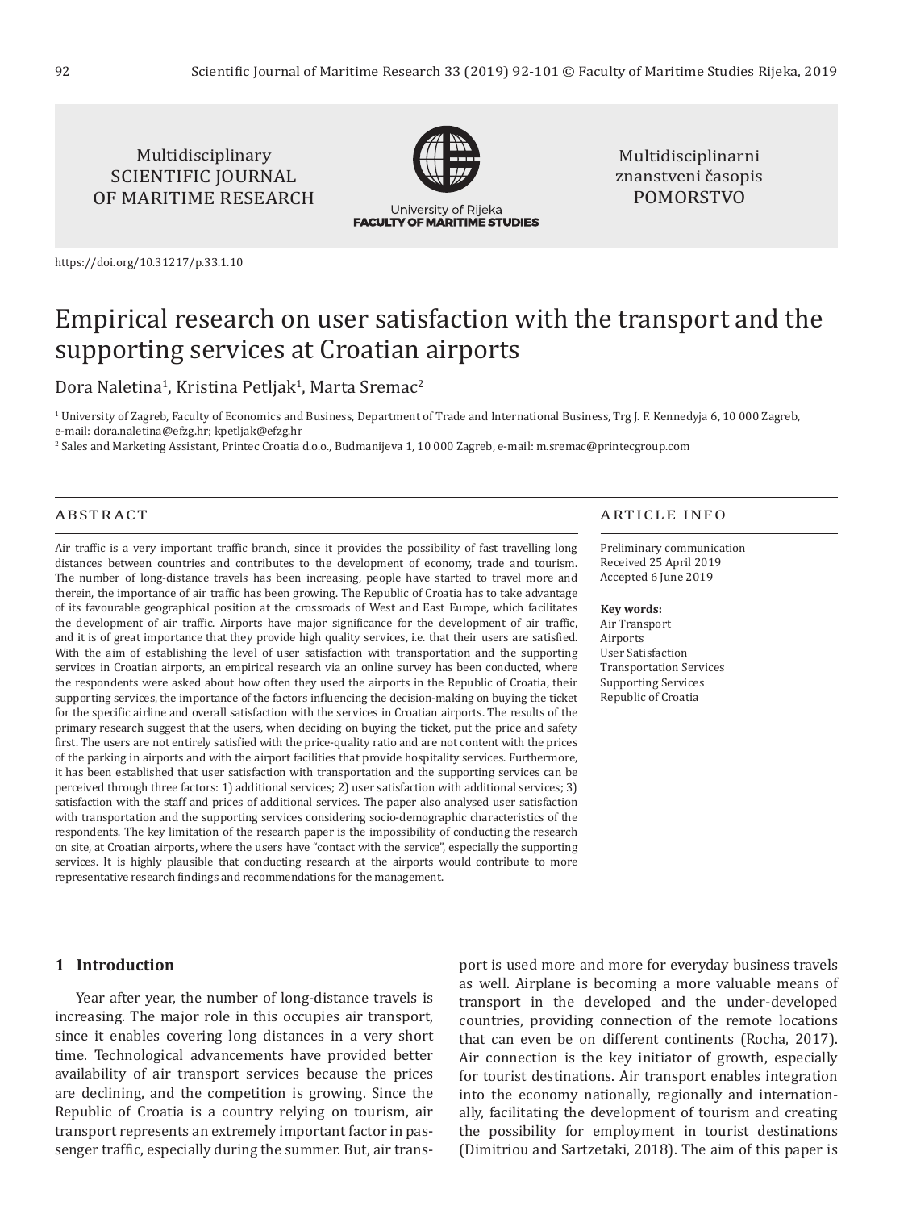Multidisciplinary SCIENTIFIC JOURNAL OF MARITIME RESEARCH

University of Rijeka
FACULTY OF MARITIME STUDIES

Multidisciplinarni znanstveni časopis POMORSTVO

https://doi.org/10.31217/p.33.1.10

# Empirical research on user satisfaction with the transport and the supporting services at Croatian airports

Dora Naletina[1], Kristina Petljak[1], Marta Sremac[2]

[1] University of Zagreb, Faculty of Economics and Business, Department of Trade and International Business, Trg J. F. Kennedyja 6, 10 000 Zagreb, e-mail: dora.naletina@efzg.hr; kpetljak@efzg.hr

[2] Sales and Marketing Assistant, Printec Croatia d.o.o., Budmanijeva 1, 10 000 Zagreb, e-mail: m.sremac@printecgroup.com

## ABSTRACT

Air traffic is a very important traffic branch, since it provides the possibility of fast travelling long distances between countries and contributes to the development of economy, trade and tourism. The number of long-distance travels has been increasing, people have started to travel more and therein, the importance of air traffic has been growing. The Republic of Croatia has to take advantage of its favourable geographical position at the crossroads of West and East Europe, which facilitates the development of air traffic. Airports have major significance for the development of air traffic, and it is of great importance that they provide high quality services, i.e. that their users are satisfied. With the aim of establishing the level of user satisfaction with transportation and the supporting services in Croatian airports, an empirical research via an online survey has been conducted, where the respondents were asked about how often they used the airports in the Republic of Croatia, their supporting services, the importance of the factors influencing the decision-making on buying the ticket for the specific airline and overall satisfaction with the services in Croatian airports. The results of the primary research suggest that the users, when deciding on buying the ticket, put the price and safety first. The users are not entirely satisfied with the price-quality ratio and are not content with the prices of the parking in airports and with the airport facilities that provide hospitality services. Furthermore, it has been established that user satisfaction with transportation and the supporting services can be perceived through three factors: 1) additional services; 2) user satisfaction with additional services; 3) satisfaction with the staff and prices of additional services. The paper also analysed user satisfaction with transportation and the supporting services considering socio-demographic characteristics of the respondents. The key limitation of the research paper is the impossibility of conducting the research on site, at Croatian airports, where the users have "contact with the service", especially the supporting services. It is highly plausible that conducting research at the airports would contribute to more representative research findings and recommendations for the management.

## ARTICLE INFO

Preliminary communication
Received 25 April 2019
Accepted 6 June 2019

**Key words:**
Air Transport
Airports
User Satisfaction
Transportation Services
Supporting Services
Republic of Croatia

## 1 Introduction

Year after year, the number of long-distance travels is increasing. The major role in this occupies air transport, since it enables covering long distances in a very short time. Technological advancements have provided better availability of air transport services because the prices are declining, and the competition is growing. Since the Republic of Croatia is a country relying on tourism, air transport represents an extremely important factor in passenger traffic, especially during the summer. But, air transport is used more and more for everyday business travels as well. Airplane is becoming a more valuable means of transport in the developed and the under-developed countries, providing connection of the remote locations that can even be on different continents (Rocha, 2017). Air connection is the key initiator of growth, especially for tourist destinations. Air transport enables integration into the economy nationally, regionally and internationally, facilitating the development of tourism and creating the possibility for employment in tourist destinations (Dimitriou and Sartzetaki, 2018). The aim of this paper is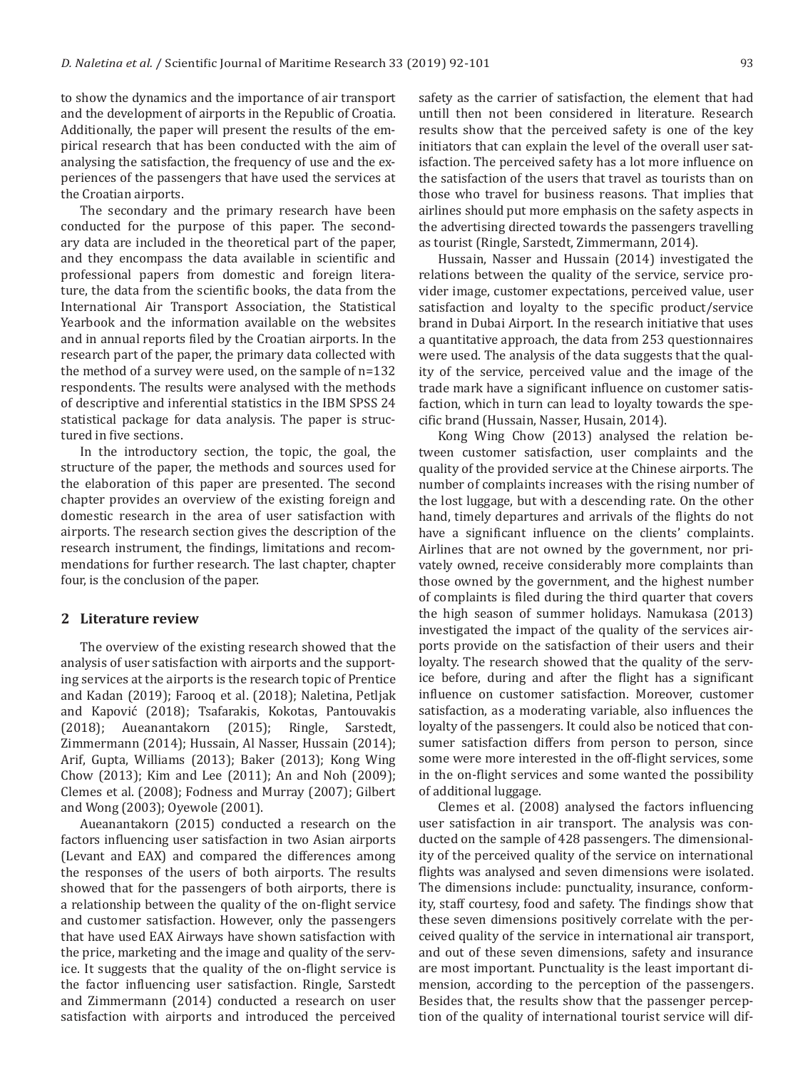to show the dynamics and the importance of air transport and the development of airports in the Republic of Croatia. Additionally, the paper will present the results of the empirical research that has been conducted with the aim of analysing the satisfaction, the frequency of use and the experiences of the passengers that have used the services at the Croatian airports.

The secondary and the primary research have been conducted for the purpose of this paper. The secondary data are included in the theoretical part of the paper, and they encompass the data available in scientific and professional papers from domestic and foreign literature, the data from the scientific books, the data from the International Air Transport Association, the Statistical Yearbook and the information available on the websites and in annual reports filed by the Croatian airports. In the research part of the paper, the primary data collected with the method of a survey were used, on the sample of n=132 respondents. The results were analysed with the methods of descriptive and inferential statistics in the IBM SPSS 24 statistical package for data analysis. The paper is structured in five sections.

In the introductory section, the topic, the goal, the structure of the paper, the methods and sources used for the elaboration of this paper are presented. The second chapter provides an overview of the existing foreign and domestic research in the area of user satisfaction with airports. The research section gives the description of the research instrument, the findings, limitations and recommendations for further research. The last chapter, chapter four, is the conclusion of the paper.

## 2 Literature review

The overview of the existing research showed that the analysis of user satisfaction with airports and the supporting services at the airports is the research topic of Prentice and Kadan (2019); Farooq et al. (2018); Naletina, Petljak and Kapović (2018); Tsafarakis, Kokotas, Pantouvakis (2018); Aueanantakorn (2015); Ringle, Sarstedt, Zimmermann (2014); Hussain, Al Nasser, Hussain (2014); Arif, Gupta, Williams (2013); Baker (2013); Kong Wing Chow (2013); Kim and Lee (2011); An and Noh (2009); Clemes et al. (2008); Fodness and Murray (2007); Gilbert and Wong (2003); Oyewole (2001).

Aueanantakorn (2015) conducted a research on the factors influencing user satisfaction in two Asian airports (Levant and EAX) and compared the differences among the responses of the users of both airports. The results showed that for the passengers of both airports, there is a relationship between the quality of the on-flight service and customer satisfaction. However, only the passengers that have used EAX Airways have shown satisfaction with the price, marketing and the image and quality of the service. It suggests that the quality of the on-flight service is the factor influencing user satisfaction. Ringle, Sarstedt and Zimmermann (2014) conducted a research on user satisfaction with airports and introduced the perceived safety as the carrier of satisfaction, the element that had untill then not been considered in literature. Research results show that the perceived safety is one of the key initiators that can explain the level of the overall user satisfaction. The perceived safety has a lot more influence on the satisfaction of the users that travel as tourists than on those who travel for business reasons. That implies that airlines should put more emphasis on the safety aspects in the advertising directed towards the passengers travelling as tourist (Ringle, Sarstedt, Zimmermann, 2014).

Hussain, Nasser and Hussain (2014) investigated the relations between the quality of the service, service provider image, customer expectations, perceived value, user satisfaction and loyalty to the specific product/service brand in Dubai Airport. In the research initiative that uses a quantitative approach, the data from 253 questionnaires were used. The analysis of the data suggests that the quality of the service, perceived value and the image of the trade mark have a significant influence on customer satisfaction, which in turn can lead to loyalty towards the specific brand (Hussain, Nasser, Husain, 2014).

Kong Wing Chow (2013) analysed the relation between customer satisfaction, user complaints and the quality of the provided service at the Chinese airports. The number of complaints increases with the rising number of the lost luggage, but with a descending rate. On the other hand, timely departures and arrivals of the flights do not have a significant influence on the clients' complaints. Airlines that are not owned by the government, nor privately owned, receive considerably more complaints than those owned by the government, and the highest number of complaints is filed during the third quarter that covers the high season of summer holidays. Namukasa (2013) investigated the impact of the quality of the services airports provide on the satisfaction of their users and their loyalty. The research showed that the quality of the service before, during and after the flight has a significant influence on customer satisfaction. Moreover, customer satisfaction, as a moderating variable, also influences the loyalty of the passengers. It could also be noticed that consumer satisfaction differs from person to person, since some were more interested in the off-flight services, some in the on-flight services and some wanted the possibility of additional luggage.

Clemes et al. (2008) analysed the factors influencing user satisfaction in air transport. The analysis was conducted on the sample of 428 passengers. The dimensionality of the perceived quality of the service on international flights was analysed and seven dimensions were isolated. The dimensions include: punctuality, insurance, conformity, staff courtesy, food and safety. The findings show that these seven dimensions positively correlate with the perceived quality of the service in international air transport, and out of these seven dimensions, safety and insurance are most important. Punctuality is the least important dimension, according to the perception of the passengers. Besides that, the results show that the passenger perception of the quality of international tourist service will dif-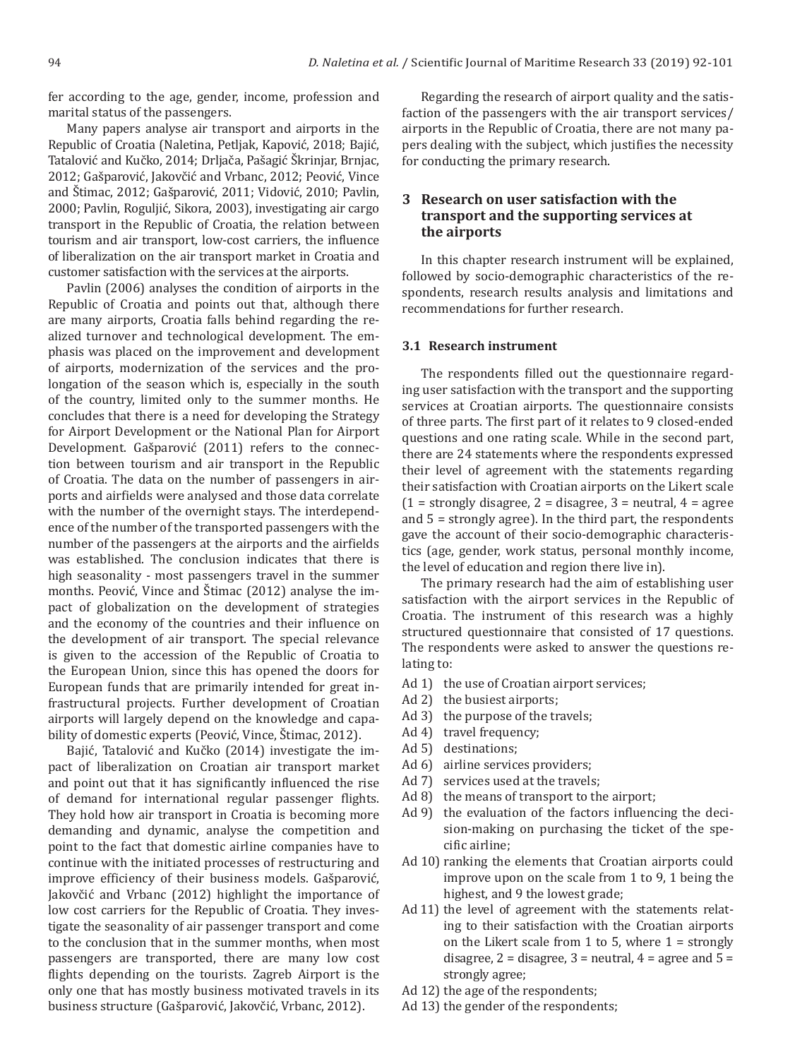fer according to the age, gender, income, profession and marital status of the passengers.

Many papers analyse air transport and airports in the Republic of Croatia (Naletina, Petljak, Kapović, 2018; Bajić, Tatalović and Kučko, 2014; Drljača, Pašagić Škrinjar, Brnjac, 2012; Gašparović, Jakovčić and Vrbanc, 2012; Peović, Vince and Štimac, 2012; Gašparović, 2011; Vidović, 2010; Pavlin, 2000; Pavlin, Roguljić, Sikora, 2003), investigating air cargo transport in the Republic of Croatia, the relation between tourism and air transport, low-cost carriers, the influence of liberalization on the air transport market in Croatia and customer satisfaction with the services at the airports.

Pavlin (2006) analyses the condition of airports in the Republic of Croatia and points out that, although there are many airports, Croatia falls behind regarding the realized turnover and technological development. The emphasis was placed on the improvement and development of airports, modernization of the services and the prolongation of the season which is, especially in the south of the country, limited only to the summer months. He concludes that there is a need for developing the Strategy for Airport Development or the National Plan for Airport Development. Gašparović (2011) refers to the connection between tourism and air transport in the Republic of Croatia. The data on the number of passengers in airports and airfields were analysed and those data correlate with the number of the overnight stays. The interdependence of the number of the transported passengers with the number of the passengers at the airports and the airfields was established. The conclusion indicates that there is high seasonality - most passengers travel in the summer months. Peović, Vince and Štimac (2012) analyse the impact of globalization on the development of strategies and the economy of the countries and their influence on the development of air transport. The special relevance is given to the accession of the Republic of Croatia to the European Union, since this has opened the doors for European funds that are primarily intended for great infrastructural projects. Further development of Croatian airports will largely depend on the knowledge and capability of domestic experts (Peović, Vince, Štimac, 2012).

Bajić, Tatalović and Kučko (2014) investigate the impact of liberalization on Croatian air transport market and point out that it has significantly influenced the rise of demand for international regular passenger flights. They hold how air transport in Croatia is becoming more demanding and dynamic, analyse the competition and point to the fact that domestic airline companies have to continue with the initiated processes of restructuring and improve efficiency of their business models. Gašparović, Jakovčić and Vrbanc (2012) highlight the importance of low cost carriers for the Republic of Croatia. They investigate the seasonality of air passenger transport and come to the conclusion that in the summer months, when most passengers are transported, there are many low cost flights depending on the tourists. Zagreb Airport is the only one that has mostly business motivated travels in its business structure (Gašparović, Jakovčić, Vrbanc, 2012).

Regarding the research of airport quality and the satisfaction of the passengers with the air transport services/ airports in the Republic of Croatia, there are not many papers dealing with the subject, which justifies the necessity for conducting the primary research.

## 3 Research on user satisfaction with the transport and the supporting services at the airports

In this chapter research instrument will be explained, followed by socio-demographic characteristics of the respondents, research results analysis and limitations and recommendations for further research.

### 3.1 Research instrument

The respondents filled out the questionnaire regarding user satisfaction with the transport and the supporting services at Croatian airports. The questionnaire consists of three parts. The first part of it relates to 9 closed-ended questions and one rating scale. While in the second part, there are 24 statements where the respondents expressed their level of agreement with the statements regarding their satisfaction with Croatian airports on the Likert scale (1 = strongly disagree, 2 = disagree, 3 = neutral, 4 = agree and 5 = strongly agree). In the third part, the respondents gave the account of their socio-demographic characteristics (age, gender, work status, personal monthly income, the level of education and region there live in).

The primary research had the aim of establishing user satisfaction with the airport services in the Republic of Croatia. The instrument of this research was a highly structured questionnaire that consisted of 17 questions. The respondents were asked to answer the questions relating to:

- Ad 1) the use of Croatian airport services;
- Ad 2) the busiest airports;
- Ad 3) the purpose of the travels;
- Ad 4) travel frequency;
- Ad 5) destinations;
- Ad 6) airline services providers;
- Ad 7) services used at the travels;
- Ad 8) the means of transport to the airport;
- Ad 9) the evaluation of the factors influencing the decision-making on purchasing the ticket of the specific airline;
- Ad 10) ranking the elements that Croatian airports could improve upon on the scale from 1 to 9, 1 being the highest, and 9 the lowest grade;
- Ad 11) the level of agreement with the statements relating to their satisfaction with the Croatian airports on the Likert scale from 1 to 5, where 1 = strongly disagree, 2 = disagree, 3 = neutral, 4 = agree and 5 = strongly agree;
- Ad 12) the age of the respondents;
- Ad 13) the gender of the respondents;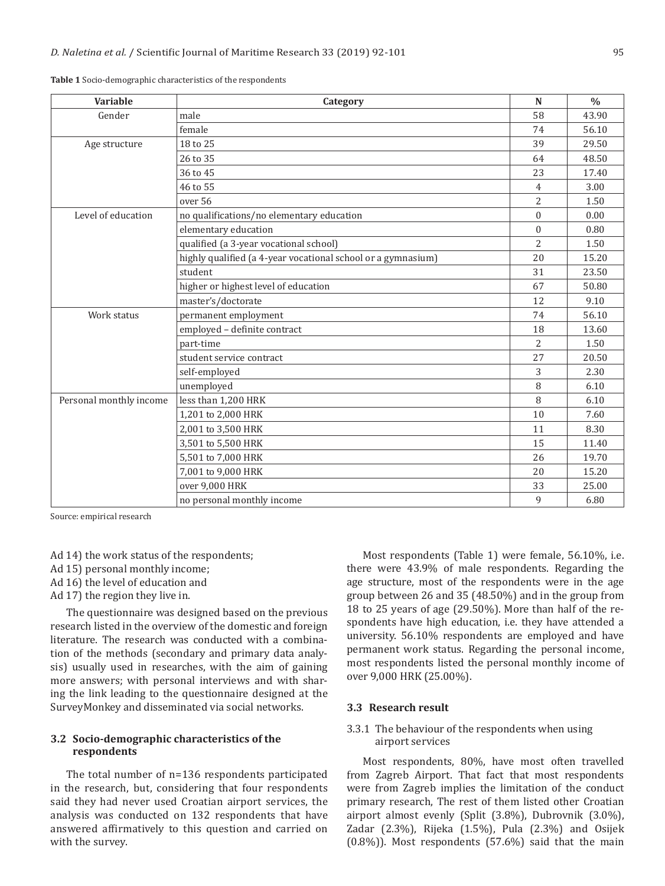**Table 1** Socio-demographic characteristics of the respondents

| Variable | Category | N | % |
|---|---|---|---|
| Gender | male | 58 | 43.90 |
| | female | 74 | 56.10 |
| Age structure | 18 to 25 | 39 | 29.50 |
| | 26 to 35 | 64 | 48.50 |
| | 36 to 45 | 23 | 17.40 |
| | 46 to 55 | 4 | 3.00 |
| | over 56 | 2 | 1.50 |
| Level of education | no qualifications/no elementary education | 0 | 0.00 |
| | elementary education | 0 | 0.80 |
| | qualified (a 3-year vocational school) | 2 | 1.50 |
| | highly qualified (a 4-year vocational school or a gymnasium) | 20 | 15.20 |
| | student | 31 | 23.50 |
| | higher or highest level of education | 67 | 50.80 |
| | master's/doctorate | 12 | 9.10 |
| Work status | permanent employment | 74 | 56.10 |
| | employed – definite contract | 18 | 13.60 |
| | part-time | 2 | 1.50 |
| | student service contract | 27 | 20.50 |
| | self-employed | 3 | 2.30 |
| | unemployed | 8 | 6.10 |
| Personal monthly income | less than 1,200 HRK | 8 | 6.10 |
| | 1,201 to 2,000 HRK | 10 | 7.60 |
| | 2,001 to 3,500 HRK | 11 | 8.30 |
| | 3,501 to 5,500 HRK | 15 | 11.40 |
| | 5,501 to 7,000 HRK | 26 | 19.70 |
| | 7,001 to 9,000 HRK | 20 | 15.20 |
| | over 9,000 HRK | 33 | 25.00 |
| | no personal monthly income | 9 | 6.80 |

Source: empirical research

Ad 14) the work status of the respondents;
Ad 15) personal monthly income;
Ad 16) the level of education and
Ad 17) the region they live in.

The questionnaire was designed based on the previous research listed in the overview of the domestic and foreign literature. The research was conducted with a combination of the methods (secondary and primary data analysis) usually used in researches, with the aim of gaining more answers; with personal interviews and with sharing the link leading to the questionnaire designed at the SurveyMonkey and disseminated via social networks.

### 3.2 Socio-demographic characteristics of the respondents

The total number of n=136 respondents participated in the research, but, considering that four respondents said they had never used Croatian airport services, the analysis was conducted on 132 respondents that have answered affirmatively to this question and carried on with the survey.

Most respondents (Table 1) were female, 56.10%, i.e. there were 43.9% of male respondents. Regarding the age structure, most of the respondents were in the age group between 26 and 35 (48.50%) and in the group from 18 to 25 years of age (29.50%). More than half of the respondents have high education, i.e. they have attended a university. 56.10% respondents are employed and have permanent work status. Regarding the personal income, most respondents listed the personal monthly income of over 9,000 HRK (25.00%).

### 3.3 Research result

#### 3.3.1 The behaviour of the respondents when using airport services

Most respondents, 80%, have most often travelled from Zagreb Airport. That fact that most respondents were from Zagreb implies the limitation of the conduct primary research, The rest of them listed other Croatian airport almost evenly (Split (3.8%), Dubrovnik (3.0%), Zadar (2.3%), Rijeka (1.5%), Pula (2.3%) and Osijek (0.8%)). Most respondents (57.6%) said that the main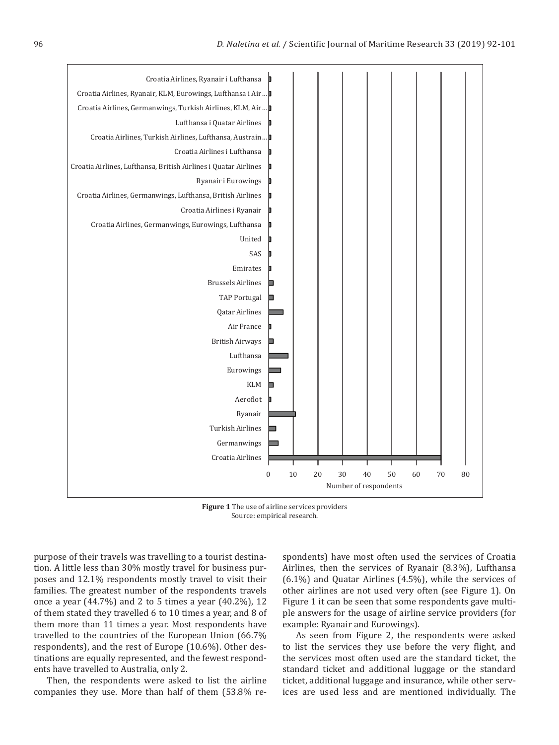**Figure 1** The use of airline services providers
Source: empirical research.

purpose of their travels was travelling to a tourist destination. A little less than 30% mostly travel for business purposes and 12.1% respondents mostly travel to visit their families. The greatest number of the respondents travels once a year (44.7%) and 2 to 5 times a year (40.2%), 12 of them stated they travelled 6 to 10 times a year, and 8 of them more than 11 times a year. Most respondents have travelled to the countries of the European Union (66.7% respondents), and the rest of Europe (10.6%). Other destinations are equally represented, and the fewest respondents have travelled to Australia, only 2.

Then, the respondents were asked to list the airline companies they use. More than half of them (53.8% respondents) have most often used the services of Croatia Airlines, then the services of Ryanair (8.3%), Lufthansa (6.1%) and Quatar Airlines (4.5%), while the services of other airlines are not used very often (see Figure 1). On Figure 1 it can be seen that some respondents gave multiple answers for the usage of airline service providers (for example: Ryanair and Eurowings).

As seen from Figure 2, the respondents were asked to list the services they use before the very flight, and the services most often used are the standard ticket, the standard ticket and additional luggage or the standard ticket, additional luggage and insurance, while other services are used less and are mentioned individually. The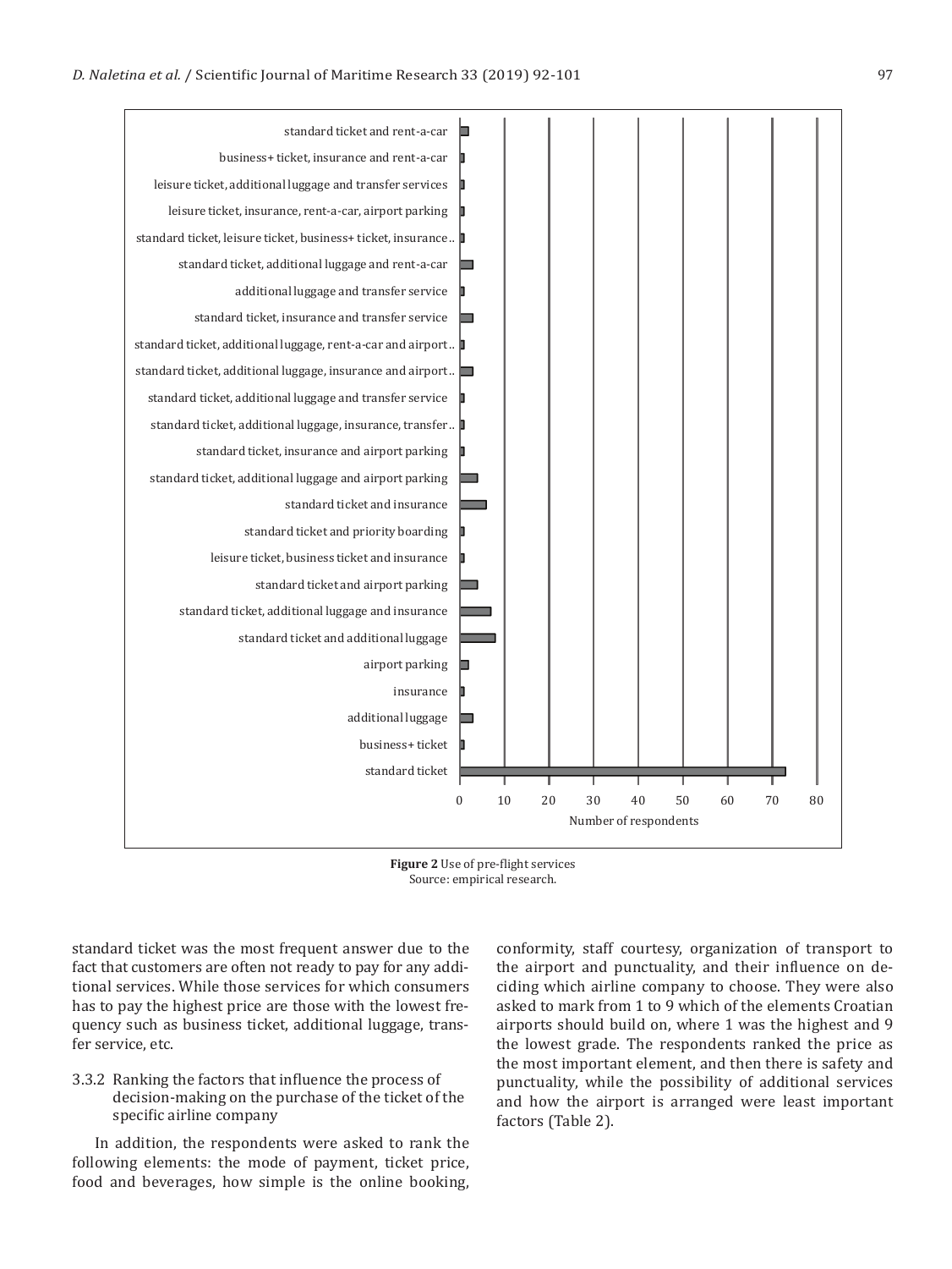**Figure 2** Use of pre-flight services
Source: empirical research.

standard ticket was the most frequent answer due to the fact that customers are often not ready to pay for any additional services. While those services for which consumers has to pay the highest price are those with the lowest frequency such as business ticket, additional luggage, transfer service, etc.

### 3.3.2 Ranking the factors that influence the process of decision-making on the purchase of the ticket of the specific airline company

In addition, the respondents were asked to rank the following elements: the mode of payment, ticket price, food and beverages, how simple is the online booking, conformity, staff courtesy, organization of transport to the airport and punctuality, and their influence on deciding which airline company to choose. They were also asked to mark from 1 to 9 which of the elements Croatian airports should build on, where 1 was the highest and 9 the lowest grade. The respondents ranked the price as the most important element, and then there is safety and punctuality, while the possibility of additional services and how the airport is arranged were least important factors (Table 2).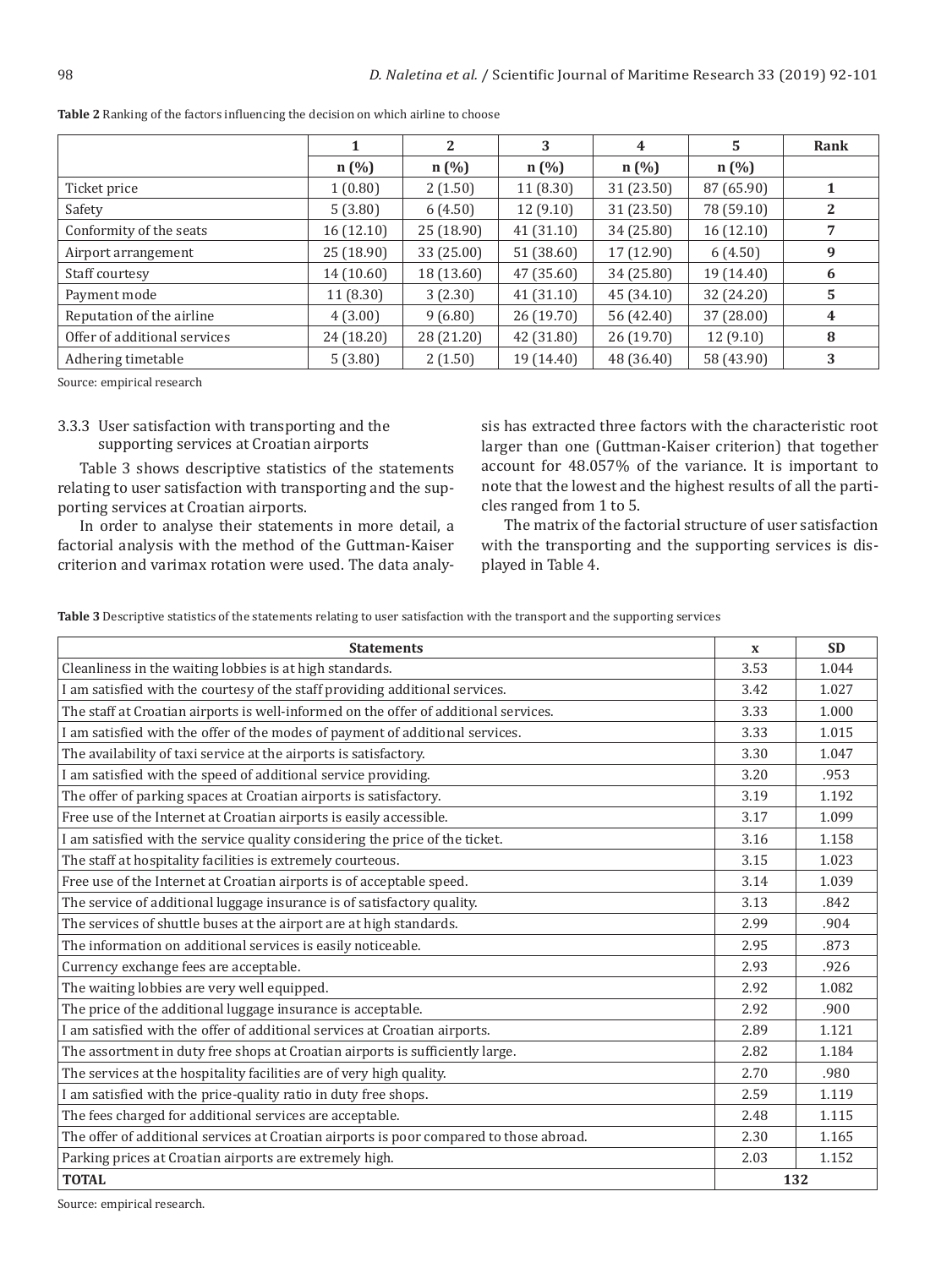**Table 2** Ranking of the factors influencing the decision on which airline to choose

| | 1 | 2 | 3 | 4 | 5 | Rank |
|---|---|---|---|---|---|---|
| | n (%) | n (%) | n (%) | n (%) | n (%) | |
| Ticket price | 1 (0.80) | 2 (1.50) | 11 (8.30) | 31 (23.50) | 87 (65.90) | 1 |
| Safety | 5 (3.80) | 6 (4.50) | 12 (9.10) | 31 (23.50) | 78 (59.10) | 2 |
| Conformity of the seats | 16 (12.10) | 25 (18.90) | 41 (31.10) | 34 (25.80) | 16 (12.10) | 7 |
| Airport arrangement | 25 (18.90) | 33 (25.00) | 51 (38.60) | 17 (12.90) | 6 (4.50) | 9 |
| Staff courtesy | 14 (10.60) | 18 (13.60) | 47 (35.60) | 34 (25.80) | 19 (14.40) | 6 |
| Payment mode | 11 (8.30) | 3 (2.30) | 41 (31.10) | 45 (34.10) | 32 (24.20) | 5 |
| Reputation of the airline | 4 (3.00) | 9 (6.80) | 26 (19.70) | 56 (42.40) | 37 (28.00) | 4 |
| Offer of additional services | 24 (18.20) | 28 (21.20) | 42 (31.80) | 26 (19.70) | 12 (9.10) | 8 |
| Adhering timetable | 5 (3.80) | 2 (1.50) | 19 (14.40) | 48 (36.40) | 58 (43.90) | 3 |

Source: empirical research

### 3.3.3 User satisfaction with transporting and the supporting services at Croatian airports

Table 3 shows descriptive statistics of the statements relating to user satisfaction with transporting and the supporting services at Croatian airports.

In order to analyse their statements in more detail, a factorial analysis with the method of the Guttman-Kaiser criterion and varimax rotation were used. The data analysis has extracted three factors with the characteristic root larger than one (Guttman-Kaiser criterion) that together account for 48.057% of the variance. It is important to note that the lowest and the highest results of all the particles ranged from 1 to 5.

The matrix of the factorial structure of user satisfaction with the transporting and the supporting services is displayed in Table 4.

**Table 3** Descriptive statistics of the statements relating to user satisfaction with the transport and the supporting services

| Statements | x | SD |
|---|---|---|
| Cleanliness in the waiting lobbies is at high standards. | 3.53 | 1.044 |
| I am satisfied with the courtesy of the staff providing additional services. | 3.42 | 1.027 |
| The staff at Croatian airports is well-informed on the offer of additional services. | 3.33 | 1.000 |
| I am satisfied with the offer of the modes of payment of additional services. | 3.33 | 1.015 |
| The availability of taxi service at the airports is satisfactory. | 3.30 | 1.047 |
| I am satisfied with the speed of additional service providing. | 3.20 | .953 |
| The offer of parking spaces at Croatian airports is satisfactory. | 3.19 | 1.192 |
| Free use of the Internet at Croatian airports is easily accessible. | 3.17 | 1.099 |
| I am satisfied with the service quality considering the price of the ticket. | 3.16 | 1.158 |
| The staff at hospitality facilities is extremely courteous. | 3.15 | 1.023 |
| Free use of the Internet at Croatian airports is of acceptable speed. | 3.14 | 1.039 |
| The service of additional luggage insurance is of satisfactory quality. | 3.13 | .842 |
| The services of shuttle buses at the airport are at high standards. | 2.99 | .904 |
| The information on additional services is easily noticeable. | 2.95 | .873 |
| Currency exchange fees are acceptable. | 2.93 | .926 |
| The waiting lobbies are very well equipped. | 2.92 | 1.082 |
| The price of the additional luggage insurance is acceptable. | 2.92 | .900 |
| I am satisfied with the offer of additional services at Croatian airports. | 2.89 | 1.121 |
| The assortment in duty free shops at Croatian airports is sufficiently large. | 2.82 | 1.184 |
| The services at the hospitality facilities are of very high quality. | 2.70 | .980 |
| I am satisfied with the price-quality ratio in duty free shops. | 2.59 | 1.119 |
| The fees charged for additional services are acceptable. | 2.48 | 1.115 |
| The offer of additional services at Croatian airports is poor compared to those abroad. | 2.30 | 1.165 |
| Parking prices at Croatian airports are extremely high. | 2.03 | 1.152 |
| **TOTAL** | 132 | |

Source: empirical research.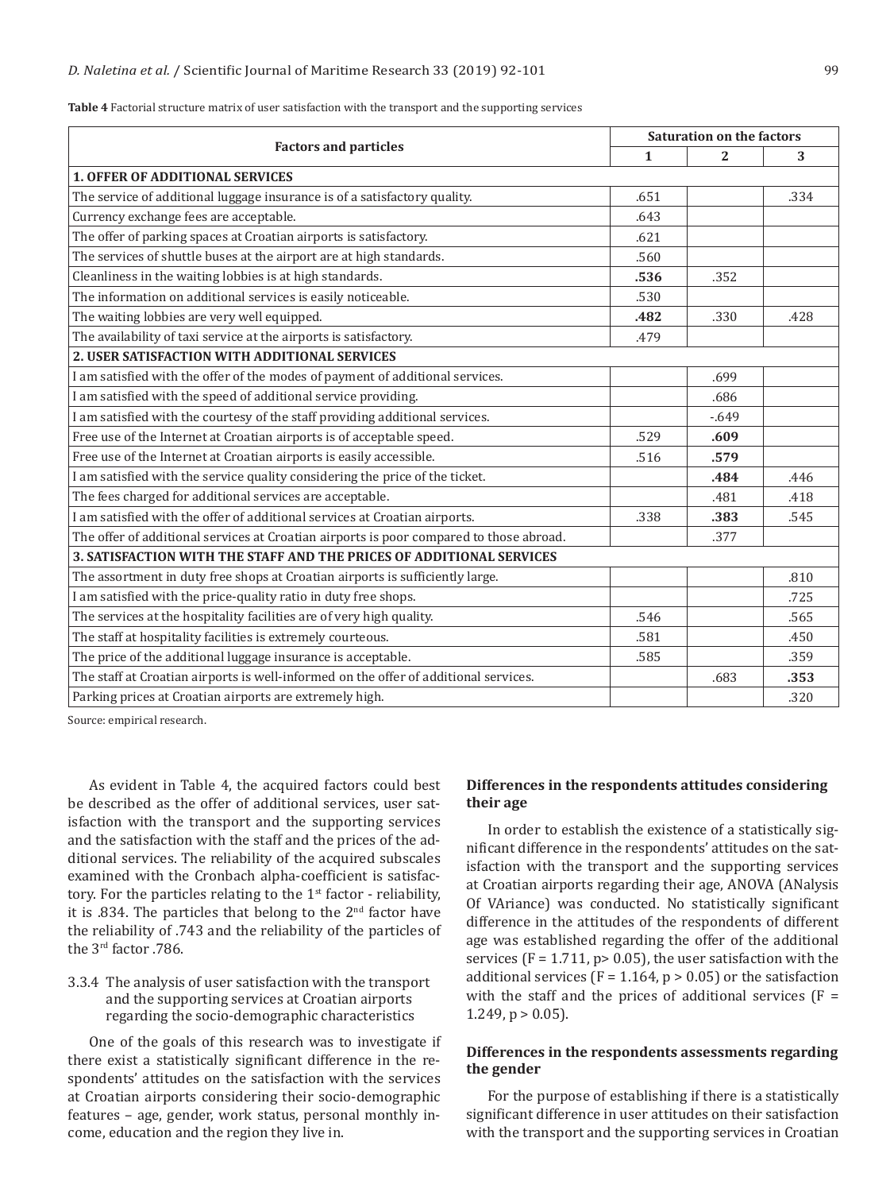**Table 4** Factorial structure matrix of user satisfaction with the transport and the supporting services

| Factors and particles | Saturation on the factors | | |
|---|---|---|---|
| | 1 | 2 | 3 |
| **1. OFFER OF ADDITIONAL SERVICES** | | | |
| The service of additional luggage insurance is of a satisfactory quality. | .651 | | .334 |
| Currency exchange fees are acceptable. | .643 | | |
| The offer of parking spaces at Croatian airports is satisfactory. | .621 | | |
| The services of shuttle buses at the airport are at high standards. | .560 | | |
| Cleanliness in the waiting lobbies is at high standards. | **.536** | .352 | |
| The information on additional services is easily noticeable. | .530 | | |
| The waiting lobbies are very well equipped. | **.482** | .330 | .428 |
| The availability of taxi service at the airports is satisfactory. | .479 | | |
| **2. USER SATISFACTION WITH ADDITIONAL SERVICES** | | | |
| I am satisfied with the offer of the modes of payment of additional services. | | .699 | |
| I am satisfied with the speed of additional service providing. | | .686 | |
| I am satisfied with the courtesy of the staff providing additional services. | | -.649 | |
| Free use of the Internet at Croatian airports is of acceptable speed. | .529 | **.609** | |
| Free use of the Internet at Croatian airports is easily accessible. | .516 | **.579** | |
| I am satisfied with the service quality considering the price of the ticket. | | **.484** | .446 |
| The fees charged for additional services are acceptable. | | .481 | .418 |
| I am satisfied with the offer of additional services at Croatian airports. | .338 | **.383** | .545 |
| The offer of additional services at Croatian airports is poor compared to those abroad. | | .377 | |
| **3. SATISFACTION WITH THE STAFF AND THE PRICES OF ADDITIONAL SERVICES** | | | |
| The assortment in duty free shops at Croatian airports is sufficiently large. | | | .810 |
| I am satisfied with the price-quality ratio in duty free shops. | | | .725 |
| The services at the hospitality facilities are of very high quality. | .546 | | .565 |
| The staff at hospitality facilities is extremely courteous. | .581 | | .450 |
| The price of the additional luggage insurance is acceptable. | .585 | | .359 |
| The staff at Croatian airports is well-informed on the offer of additional services. | | .683 | **.353** |
| Parking prices at Croatian airports are extremely high. | | | .320 |

Source: empirical research.

As evident in Table 4, the acquired factors could best be described as the offer of additional services, user satisfaction with the transport and the supporting services and the satisfaction with the staff and the prices of the additional services. The reliability of the acquired subscales examined with the Cronbach alpha-coefficient is satisfactory. For the particles relating to the 1st factor - reliability, it is .834. The particles that belong to the 2nd factor have the reliability of .743 and the reliability of the particles of the 3rd factor .786.

### 3.3.4 The analysis of user satisfaction with the transport and the supporting services at Croatian airports regarding the socio-demographic characteristics

One of the goals of this research was to investigate if there exist a statistically significant difference in the respondents' attitudes on the satisfaction with the services at Croatian airports considering their socio-demographic features – age, gender, work status, personal monthly income, education and the region they live in.

**Differences in the respondents attitudes considering their age**

In order to establish the existence of a statistically significant difference in the respondents' attitudes on the satisfaction with the transport and the supporting services at Croatian airports regarding their age, ANOVA (ANalysis Of VAriance) was conducted. No statistically significant difference in the attitudes of the respondents of different age was established regarding the offer of the additional services ($F = 1.711$, $p > 0.05$), the user satisfaction with the additional services ($F = 1.164$, $p > 0.05$) or the satisfaction with the staff and the prices of additional services ($F = 1.249$, $p > 0.05$).

**Differences in the respondents assessments regarding the gender**

For the purpose of establishing if there is a statistically significant difference in user attitudes on their satisfaction with the transport and the supporting services in Croatian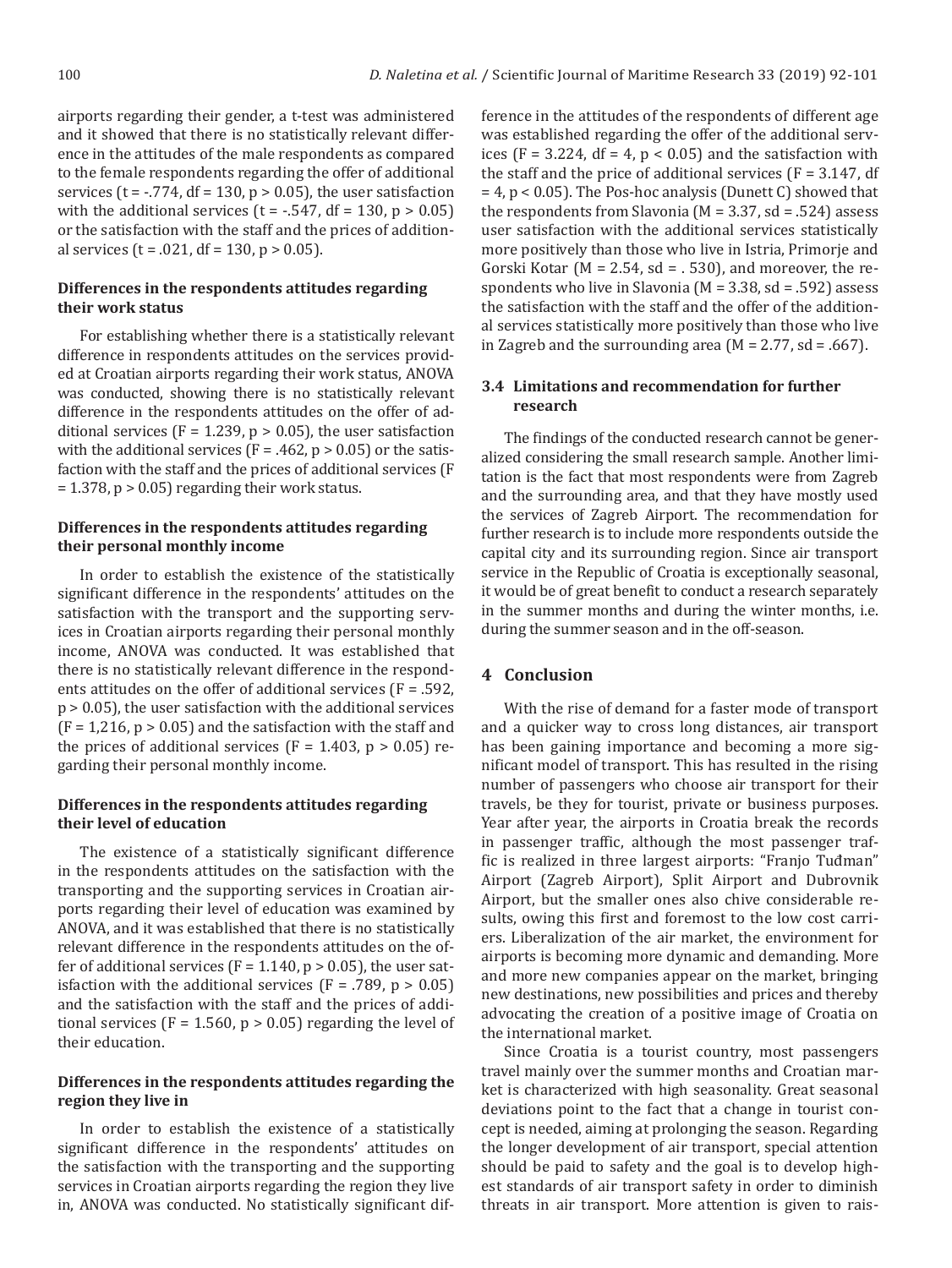airports regarding their gender, a t-test was administered and it showed that there is no statistically relevant difference in the attitudes of the male respondents as compared to the female respondents regarding the offer of additional services ($t = -.774$, $df = 130$, $p > 0.05$), the user satisfaction with the additional services ($t = -.547$, $df = 130$, $p > 0.05$) or the satisfaction with the staff and the prices of additional services ($t = .021$, $df = 130$, $p > 0.05$).

**Differences in the respondents attitudes regarding their work status**

For establishing whether there is a statistically relevant difference in respondents attitudes on the services provided at Croatian airports regarding their work status, ANOVA was conducted, showing there is no statistically relevant difference in the respondents attitudes on the offer of additional services ($F = 1.239$, $p > 0.05$), the user satisfaction with the additional services ($F = .462$, $p > 0.05$) or the satisfaction with the staff and the prices of additional services ($F = 1.378$, $p > 0.05$) regarding their work status.

**Differences in the respondents attitudes regarding their personal monthly income**

In order to establish the existence of the statistically significant difference in the respondents' attitudes on the satisfaction with the transport and the supporting services in Croatian airports regarding their personal monthly income, ANOVA was conducted. It was established that there is no statistically relevant difference in the respondents attitudes on the offer of additional services ($F = .592$, $p > 0.05$), the user satisfaction with the additional services ($F = 1{,}216$, $p > 0.05$) and the satisfaction with the staff and the prices of additional services ($F = 1.403$, $p > 0.05$) regarding their personal monthly income.

**Differences in the respondents attitudes regarding their level of education**

The existence of a statistically significant difference in the respondents attitudes on the satisfaction with the transporting and the supporting services in Croatian airports regarding their level of education was examined by ANOVA, and it was established that there is no statistically relevant difference in the respondents attitudes on the offer of additional services ($F = 1.140$, $p > 0.05$), the user satisfaction with the additional services ($F = .789$, $p > 0.05$) and the satisfaction with the staff and the prices of additional services ($F = 1.560$, $p > 0.05$) regarding the level of their education.

**Differences in the respondents attitudes regarding the region they live in**

In order to establish the existence of a statistically significant difference in the respondents' attitudes on the satisfaction with the transporting and the supporting services in Croatian airports regarding the region they live in, ANOVA was conducted. No statistically significant difference in the attitudes of the respondents of different age was established regarding the offer of the additional services ($F = 3.224$, $df = 4$, $p < 0.05$) and the satisfaction with the staff and the price of additional services ($F = 3.147$, $df = 4$, $p < 0.05$). The Pos-hoc analysis (Dunett C) showed that the respondents from Slavonia ($M = 3.37$, $sd = .524$) assess user satisfaction with the additional services statistically more positively than those who live in Istria, Primorje and Gorski Kotar ($M = 2.54$, $sd = .530$), and moreover, the respondents who live in Slavonia ($M = 3.38$, $sd = .592$) assess the satisfaction with the staff and the offer of the additional services statistically more positively than those who live in Zagreb and the surrounding area ($M = 2.77$, $sd = .667$).

### 3.4 Limitations and recommendation for further research

The findings of the conducted research cannot be generalized considering the small research sample. Another limitation is the fact that most respondents were from Zagreb and the surrounding area, and that they have mostly used the services of Zagreb Airport. The recommendation for further research is to include more respondents outside the capital city and its surrounding region. Since air transport service in the Republic of Croatia is exceptionally seasonal, it would be of great benefit to conduct a research separately in the summer months and during the winter months, i.e. during the summer season and in the off-season.

## 4 Conclusion

With the rise of demand for a faster mode of transport and a quicker way to cross long distances, air transport has been gaining importance and becoming a more significant model of transport. This has resulted in the rising number of passengers who choose air transport for their travels, be they for tourist, private or business purposes. Year after year, the airports in Croatia break the records in passenger traffic, although the most passenger traffic is realized in three largest airports: "Franjo Tuđman" Airport (Zagreb Airport), Split Airport and Dubrovnik Airport, but the smaller ones also chive considerable results, owing this first and foremost to the low cost carriers. Liberalization of the air market, the environment for airports is becoming more dynamic and demanding. More and more new companies appear on the market, bringing new destinations, new possibilities and prices and thereby advocating the creation of a positive image of Croatia on the international market.

Since Croatia is a tourist country, most passengers travel mainly over the summer months and Croatian market is characterized with high seasonality. Great seasonal deviations point to the fact that a change in tourist concept is needed, aiming at prolonging the season. Regarding the longer development of air transport, special attention should be paid to safety and the goal is to develop highest standards of air transport safety in order to diminish threats in air transport. More attention is given to rais-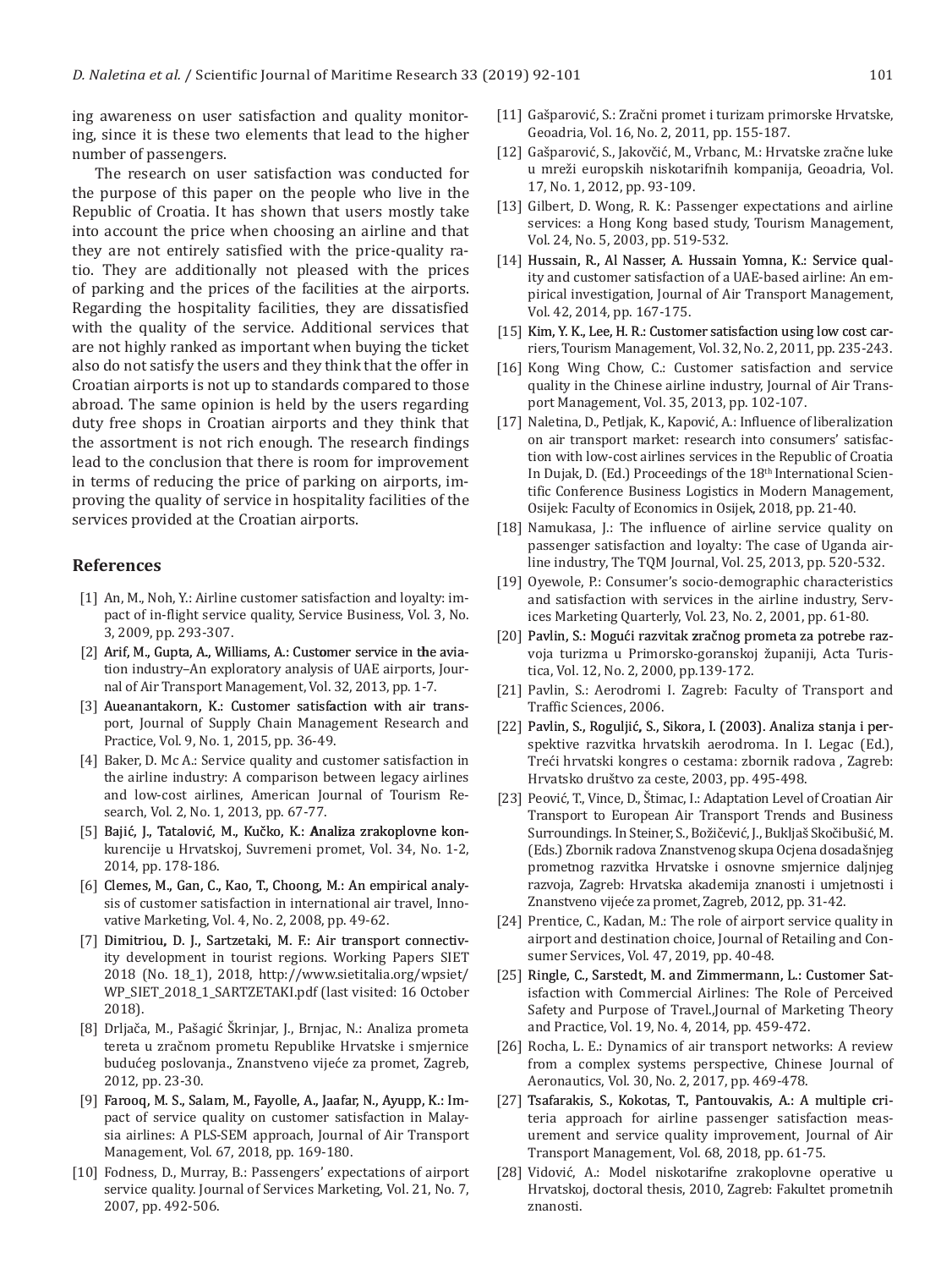ing awareness on user satisfaction and quality monitoring, since it is these two elements that lead to the higher number of passengers.

The research on user satisfaction was conducted for the purpose of this paper on the people who live in the Republic of Croatia. It has shown that users mostly take into account the price when choosing an airline and that they are not entirely satisfied with the price-quality ratio. They are additionally not pleased with the prices of parking and the prices of the facilities at the airports. Regarding the hospitality facilities, they are dissatisfied with the quality of the service. Additional services that are not highly ranked as important when buying the ticket also do not satisfy the users and they think that the offer in Croatian airports is not up to standards compared to those abroad. The same opinion is held by the users regarding duty free shops in Croatian airports and they think that the assortment is not rich enough. The research findings lead to the conclusion that there is room for improvement in terms of reducing the price of parking on airports, improving the quality of service in hospitality facilities of the services provided at the Croatian airports.

## References

[1] An, M., Noh, Y.: Airline customer satisfaction and loyalty: impact of in-flight service quality, Service Business, Vol. 3, No. 3, 2009, pp. 293-307.

[2] Arif, M., Gupta, A., Williams, A.: Customer service in the aviation industry–An exploratory analysis of UAE airports, Journal of Air Transport Management, Vol. 32, 2013, pp. 1-7.

[3] Aueanantakorn, K.: Customer satisfaction with air transport, Journal of Supply Chain Management Research and Practice, Vol. 9, No. 1, 2015, pp. 36-49.

[4] Baker, D. Mc A.: Service quality and customer satisfaction in the airline industry: A comparison between legacy airlines and low-cost airlines, American Journal of Tourism Research, Vol. 2, No. 1, 2013, pp. 67-77.

[5] Bajić, J., Tatalović, M., Kučko, K.: Analiza zrakoplovne konkurencije u Hrvatskoj, Suvremeni promet, Vol. 34, No. 1-2, 2014, pp. 178-186.

[6] Clemes, M., Gan, C., Kao, T., Choong, M.: An empirical analysis of customer satisfaction in international air travel, Innovative Marketing, Vol. 4, No. 2, 2008, pp. 49-62.

[7] Dimitriou, D. J., Sartzetaki, M. F.: Air transport connectivity development in tourist regions. Working Papers SIET 2018 (No. 18_1), 2018, http://www.sietitalia.org/wpsiet/WP_SIET_2018_1_SARTZETAKI.pdf (last visited: 16 October 2018).

[8] Drljača, M., Pašagić Škrinjar, J., Brnjac, N.: Analiza prometa tereta u zračnom prometu Republike Hrvatske i smjernice budućeg poslovanja., Znanstveno vijeće za promet, Zagreb, 2012, pp. 23-30.

[9] Farooq, M. S., Salam, M., Fayolle, A., Jaafar, N., Ayupp, K.: Impact of service quality on customer satisfaction in Malaysia airlines: A PLS-SEM approach, Journal of Air Transport Management, Vol. 67, 2018, pp. 169-180.

[10] Fodness, D., Murray, B.: Passengers' expectations of airport service quality. Journal of Services Marketing, Vol. 21, No. 7, 2007, pp. 492-506.

[11] Gašparović, S.: Zračni promet i turizam primorske Hrvatske, Geoadria, Vol. 16, No. 2, 2011, pp. 155-187.

[12] Gašparović, S., Jakovčić, M., Vrbanc, M.: Hrvatske zračne luke u mreži europskih niskotarifnih kompanija, Geoadria, Vol. 17, No. 1, 2012, pp. 93-109.

[13] Gilbert, D. Wong, R. K.: Passenger expectations and airline services: a Hong Kong based study, Tourism Management, Vol. 24, No. 5, 2003, pp. 519-532.

[14] Hussain, R., Al Nasser, A. Hussain Yomna, K.: Service quality and customer satisfaction of a UAE-based airline: An empirical investigation, Journal of Air Transport Management, Vol. 42, 2014, pp. 167-175.

[15] Kim, Y. K., Lee, H. R.: Customer satisfaction using low cost carriers, Tourism Management, Vol. 32, No. 2, 2011, pp. 235-243.

[16] Kong Wing Chow, C.: Customer satisfaction and service quality in the Chinese airline industry, Journal of Air Transport Management, Vol. 35, 2013, pp. 102-107.

[17] Naletina, D., Petljak, K., Kapović, A.: Influence of liberalization on air transport market: research into consumers' satisfaction with low-cost airlines services in the Republic of Croatia In Dujak, D. (Ed.) Proceedings of the 18th International Scientific Conference Business Logistics in Modern Management, Osijek: Faculty of Economics in Osijek, 2018, pp. 21-40.

[18] Namukasa, J.: The influence of airline service quality on passenger satisfaction and loyalty: The case of Uganda airline industry, The TQM Journal, Vol. 25, 2013, pp. 520-532.

[19] Oyewole, P.: Consumer's socio-demographic characteristics and satisfaction with services in the airline industry, Services Marketing Quarterly, Vol. 23, No. 2, 2001, pp. 61-80.

[20] Pavlin, S.: Mogući razvitak zračnog prometa za potrebe razvoja turizma u Primorsko-goranskoj županiji, Acta Turistica, Vol. 12, No. 2, 2000, pp.139-172.

[21] Pavlin, S.: Aerodromi I. Zagreb: Faculty of Transport and Traffic Sciences, 2006.

[22] Pavlin, S., Roguljić, S., Sikora, I. (2003). Analiza stanja i perspektive razvitka hrvatskih aerodroma. In I. Legac (Ed.), Treći hrvatski kongres o cestama: zbornik radova , Zagreb: Hrvatsko društvo za ceste, 2003, pp. 495-498.

[23] Peović, T., Vince, D., Štimac, I.: Adaptation Level of Croatian Air Transport to European Air Transport Trends and Business Surroundings. In Steiner, S., Božičević, J., Bukljaš Skočibušić, M. (Eds.) Zbornik radova Znanstvenog skupa Ocjena dosadašnjeg prometnog razvitka Hrvatske i osnovne smjernice daljnjeg razvoja, Zagreb: Hrvatska akademija znanosti i umjetnosti i Znanstveno vijeće za promet, Zagreb, 2012, pp. 31-42.

[24] Prentice, C., Kadan, M.: The role of airport service quality in airport and destination choice, Journal of Retailing and Consumer Services, Vol. 47, 2019, pp. 40-48.

[25] Ringle, C., Sarstedt, M. and Zimmermann, L.: Customer Satisfaction with Commercial Airlines: The Role of Perceived Safety and Purpose of Travel.,Journal of Marketing Theory and Practice, Vol. 19, No. 4, 2014, pp. 459-472.

[26] Rocha, L. E.: Dynamics of air transport networks: A review from a complex systems perspective, Chinese Journal of Aeronautics, Vol. 30, No. 2, 2017, pp. 469-478.

[27] Tsafarakis, S., Kokotas, T., Pantouvakis, A.: A multiple criteria approach for airline passenger satisfaction measurement and service quality improvement, Journal of Air Transport Management, Vol. 68, 2018, pp. 61-75.

[28] Vidović, A.: Model niskotarifne zrakoplovne operative u Hrvatskoj, doctoral thesis, 2010, Zagreb: Fakultet prometnih znanosti.